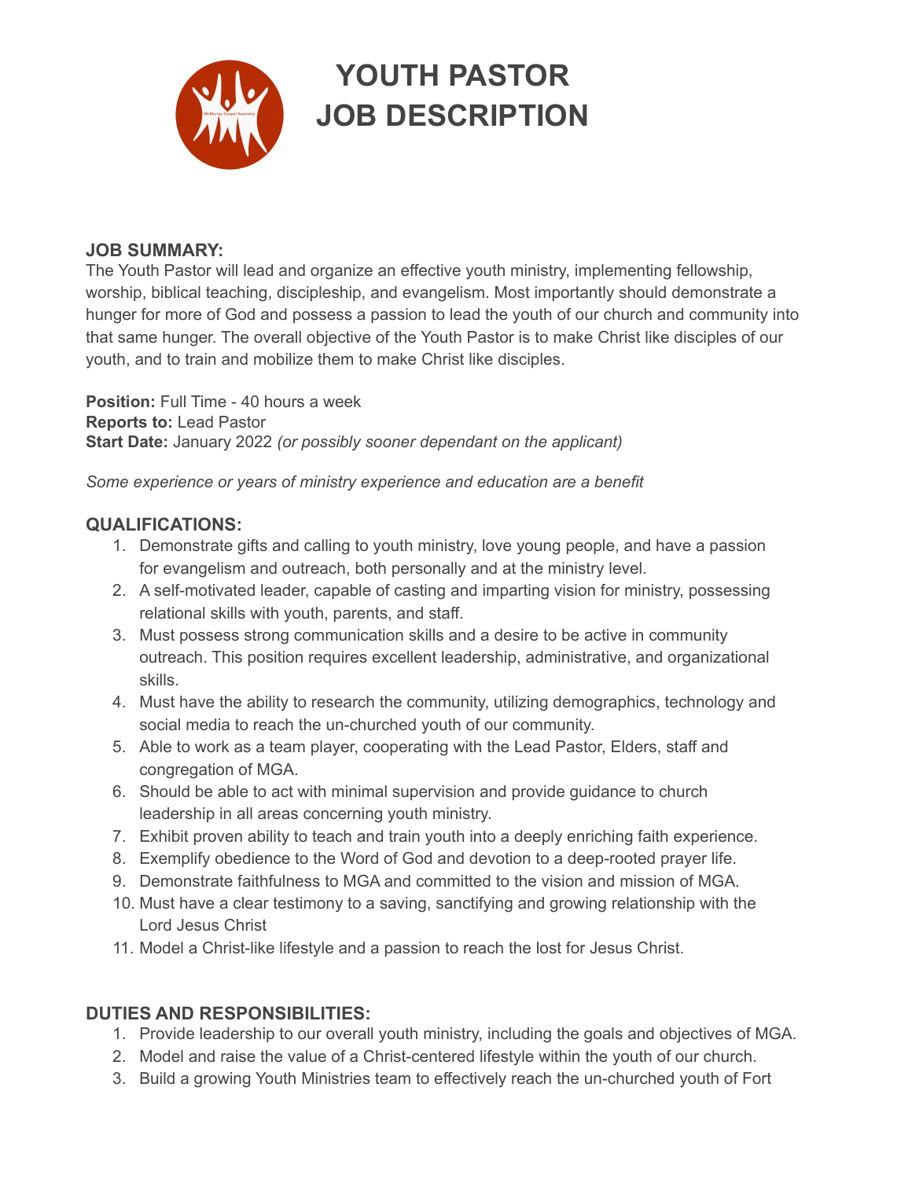# YOUTH PASTOR JOB DESCRIPTION

### JOB SUMMARY:

The Youth Pastor will lead and organize an effective youth ministry, implementing fellowship, worship, biblical teaching, discipleship, and evangelism. Most importantly should demonstrate a hunger for more of God and possess a passion to lead the youth of our church and community into that same hunger. The overall objective of the Youth Pastor is to make Christ like disciples of our youth, and to train and mobilize them to make Christ like disciples.

**Position:** Full Time - 40 hours a week
**Reports to:** Lead Pastor
**Start Date:** January 2022 *(or possibly sooner dependant on the applicant)*

*Some experience or years of ministry experience and education are a benefit*

### QUALIFICATIONS:

1. Demonstrate gifts and calling to youth ministry, love young people, and have a passion for evangelism and outreach, both personally and at the ministry level.
2. A self-motivated leader, capable of casting and imparting vision for ministry, possessing relational skills with youth, parents, and staff.
3. Must possess strong communication skills and a desire to be active in community outreach. This position requires excellent leadership, administrative, and organizational skills.
4. Must have the ability to research the community, utilizing demographics, technology and social media to reach the un-churched youth of our community.
5. Able to work as a team player, cooperating with the Lead Pastor, Elders, staff and congregation of MGA.
6. Should be able to act with minimal supervision and provide guidance to church leadership in all areas concerning youth ministry.
7. Exhibit proven ability to teach and train youth into a deeply enriching faith experience.
8. Exemplify obedience to the Word of God and devotion to a deep-rooted prayer life.
9. Demonstrate faithfulness to MGA and committed to the vision and mission of MGA.
10. Must have a clear testimony to a saving, sanctifying and growing relationship with the Lord Jesus Christ
11. Model a Christ-like lifestyle and a passion to reach the lost for Jesus Christ.

### DUTIES AND RESPONSIBILITIES:

1. Provide leadership to our overall youth ministry, including the goals and objectives of MGA.
2. Model and raise the value of a Christ-centered lifestyle within the youth of our church.
3. Build a growing Youth Ministries team to effectively reach the un-churched youth of Fort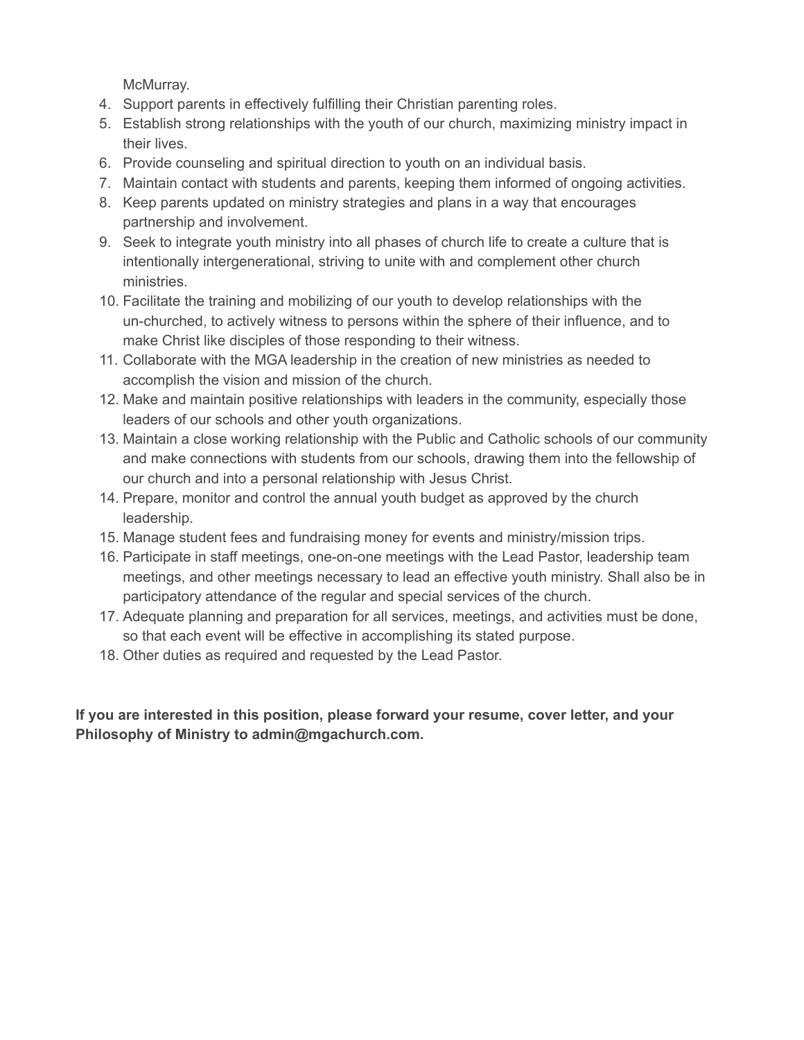McMurray.

4. Support parents in effectively fulfilling their Christian parenting roles.
5. Establish strong relationships with the youth of our church, maximizing ministry impact in their lives.
6. Provide counseling and spiritual direction to youth on an individual basis.
7. Maintain contact with students and parents, keeping them informed of ongoing activities.
8. Keep parents updated on ministry strategies and plans in a way that encourages partnership and involvement.
9. Seek to integrate youth ministry into all phases of church life to create a culture that is intentionally intergenerational, striving to unite with and complement other church ministries.
10. Facilitate the training and mobilizing of our youth to develop relationships with the un-churched, to actively witness to persons within the sphere of their influence, and to make Christ like disciples of those responding to their witness.
11. Collaborate with the MGA leadership in the creation of new ministries as needed to accomplish the vision and mission of the church.
12. Make and maintain positive relationships with leaders in the community, especially those leaders of our schools and other youth organizations.
13. Maintain a close working relationship with the Public and Catholic schools of our community and make connections with students from our schools, drawing them into the fellowship of our church and into a personal relationship with Jesus Christ.
14. Prepare, monitor and control the annual youth budget as approved by the church leadership.
15. Manage student fees and fundraising money for events and ministry/mission trips.
16. Participate in staff meetings, one-on-one meetings with the Lead Pastor, leadership team meetings, and other meetings necessary to lead an effective youth ministry. Shall also be in participatory attendance of the regular and special services of the church.
17. Adequate planning and preparation for all services, meetings, and activities must be done, so that each event will be effective in accomplishing its stated purpose.
18. Other duties as required and requested by the Lead Pastor.

**If you are interested in this position, please forward your resume, cover letter, and your Philosophy of Ministry to admin@mgachurch.com.**